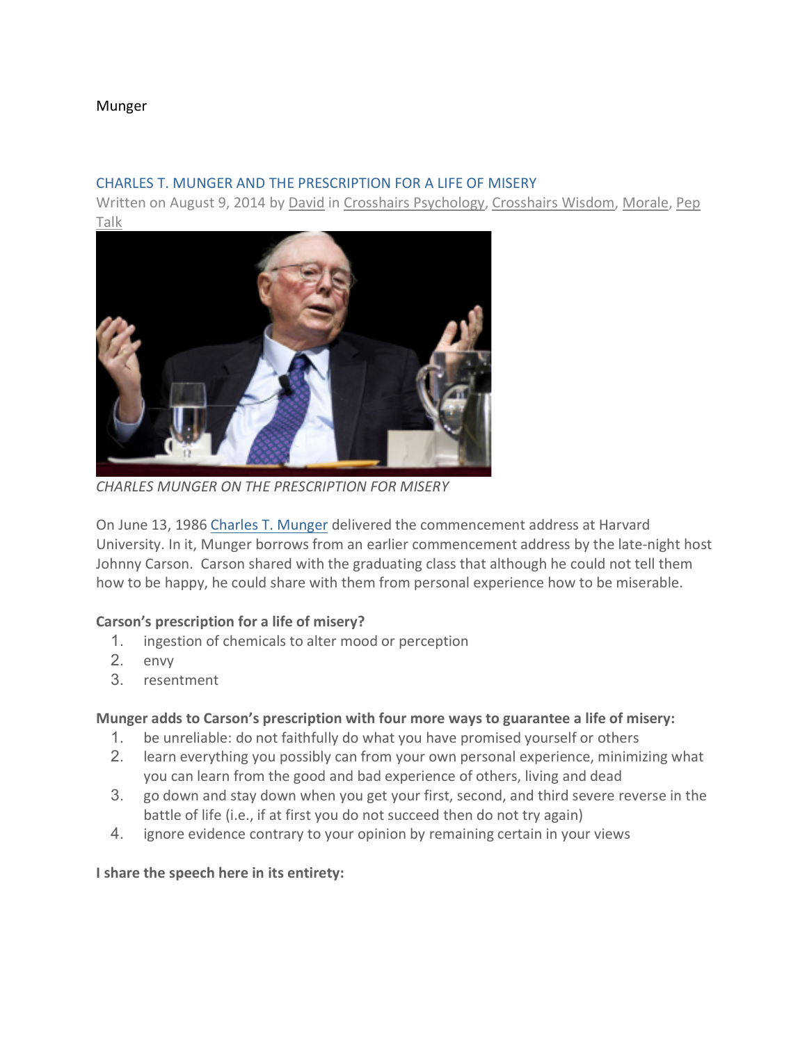Munger

## CHARLES T. MUNGER AND THE PRESCRIPTION FOR A LIFE OF MISERY

Written on August 9, 2014 by David in Crosshairs Psychology, Crosshairs Wisdom, Morale, Pep Talk

*CHARLES MUNGER ON THE PRESCRIPTION FOR MISERY*

On June 13, 1986 Charles T. Munger delivered the commencement address at Harvard University. In it, Munger borrows from an earlier commencement address by the late-night host Johnny Carson. Carson shared with the graduating class that although he could not tell them how to be happy, he could share with them from personal experience how to be miserable.

**Carson's prescription for a life of misery?**

1. ingestion of chemicals to alter mood or perception
2. envy
3. resentment

**Munger adds to Carson's prescription with four more ways to guarantee a life of misery:**

1. be unreliable: do not faithfully do what you have promised yourself or others
2. learn everything you possibly can from your own personal experience, minimizing what you can learn from the good and bad experience of others, living and dead
3. go down and stay down when you get your first, second, and third severe reverse in the battle of life (i.e., if at first you do not succeed then do not try again)
4. ignore evidence contrary to your opinion by remaining certain in your views

**I share the speech here in its entirety:**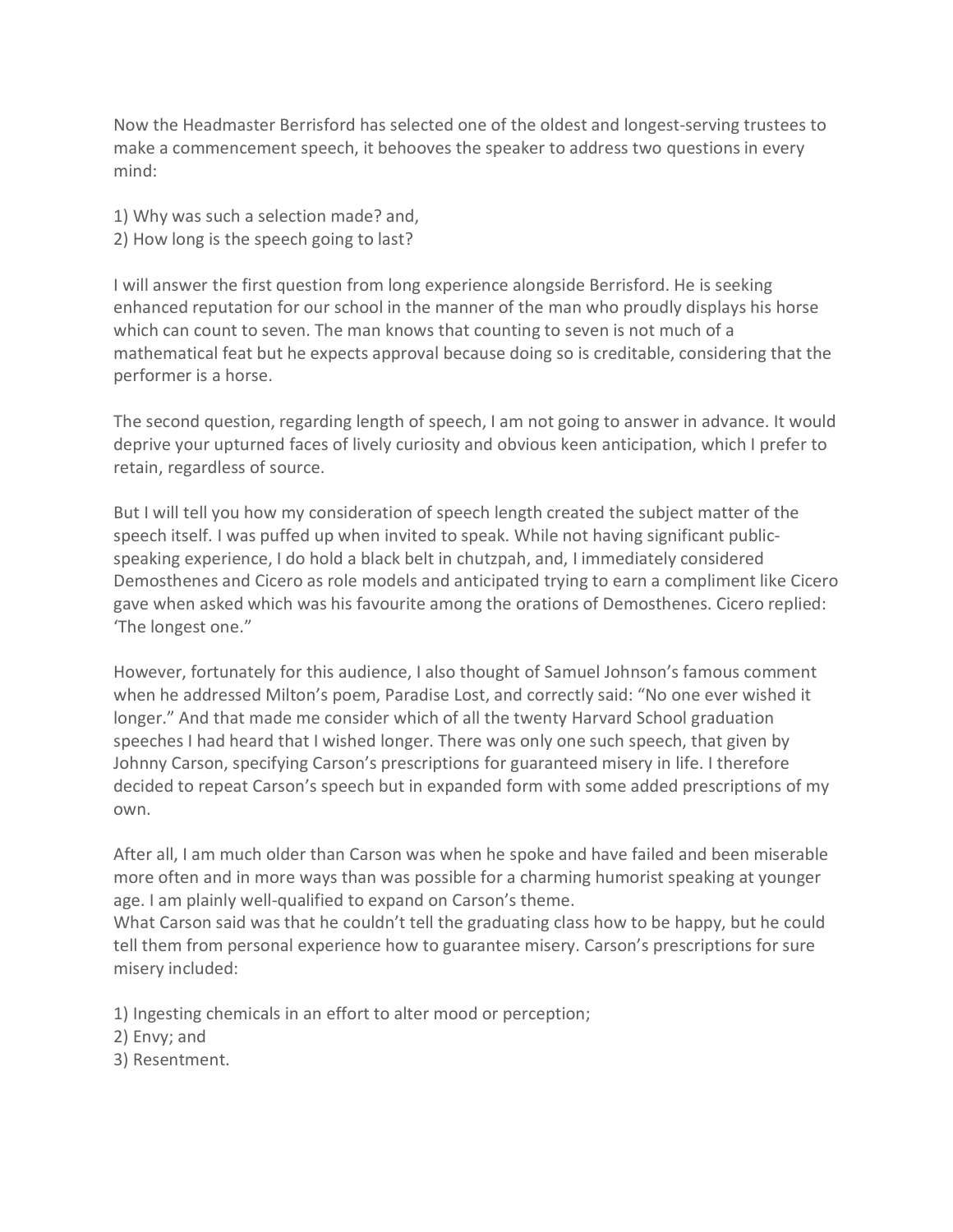Now the Headmaster Berrisford has selected one of the oldest and longest-serving trustees to make a commencement speech, it behooves the speaker to address two questions in every mind:

1) Why was such a selection made? and,
2) How long is the speech going to last?

I will answer the first question from long experience alongside Berrisford. He is seeking enhanced reputation for our school in the manner of the man who proudly displays his horse which can count to seven. The man knows that counting to seven is not much of a mathematical feat but he expects approval because doing so is creditable, considering that the performer is a horse.

The second question, regarding length of speech, I am not going to answer in advance. It would deprive your upturned faces of lively curiosity and obvious keen anticipation, which I prefer to retain, regardless of source.

But I will tell you how my consideration of speech length created the subject matter of the speech itself. I was puffed up when invited to speak. While not having significant public-speaking experience, I do hold a black belt in chutzpah, and, I immediately considered Demosthenes and Cicero as role models and anticipated trying to earn a compliment like Cicero gave when asked which was his favourite among the orations of Demosthenes. Cicero replied: 'The longest one."

However, fortunately for this audience, I also thought of Samuel Johnson's famous comment when he addressed Milton's poem, Paradise Lost, and correctly said: "No one ever wished it longer." And that made me consider which of all the twenty Harvard School graduation speeches I had heard that I wished longer. There was only one such speech, that given by Johnny Carson, specifying Carson's prescriptions for guaranteed misery in life. I therefore decided to repeat Carson's speech but in expanded form with some added prescriptions of my own.

After all, I am much older than Carson was when he spoke and have failed and been miserable more often and in more ways than was possible for a charming humorist speaking at younger age. I am plainly well-qualified to expand on Carson's theme.
What Carson said was that he couldn't tell the graduating class how to be happy, but he could tell them from personal experience how to guarantee misery. Carson's prescriptions for sure misery included:

1) Ingesting chemicals in an effort to alter mood or perception;
2) Envy; and
3) Resentment.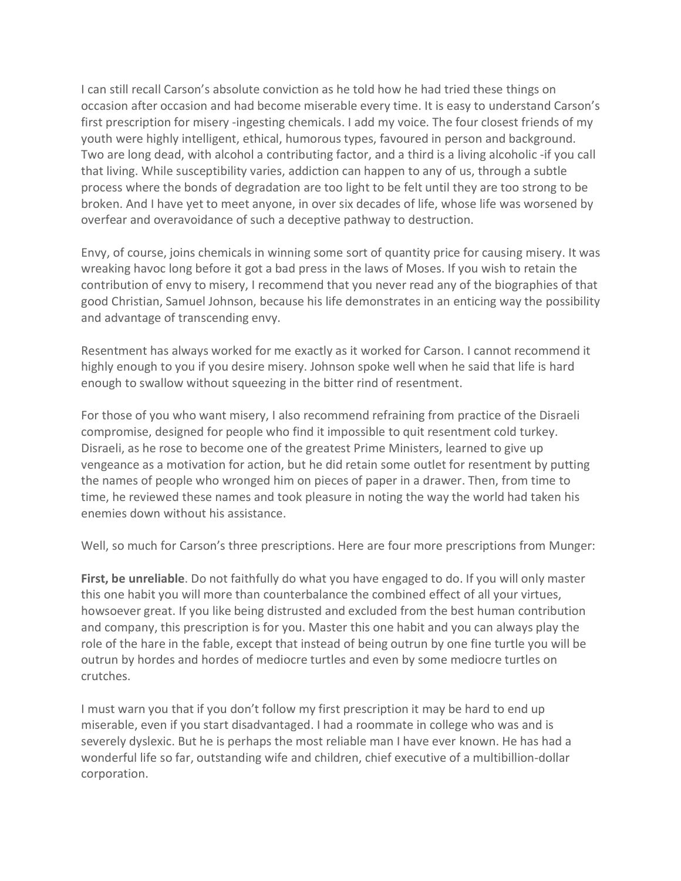I can still recall Carson's absolute conviction as he told how he had tried these things on occasion after occasion and had become miserable every time. It is easy to understand Carson's first prescription for misery -ingesting chemicals. I add my voice. The four closest friends of my youth were highly intelligent, ethical, humorous types, favoured in person and background. Two are long dead, with alcohol a contributing factor, and a third is a living alcoholic -if you call that living. While susceptibility varies, addiction can happen to any of us, through a subtle process where the bonds of degradation are too light to be felt until they are too strong to be broken. And I have yet to meet anyone, in over six decades of life, whose life was worsened by overfear and overavoidance of such a deceptive pathway to destruction.

Envy, of course, joins chemicals in winning some sort of quantity price for causing misery. It was wreaking havoc long before it got a bad press in the laws of Moses. If you wish to retain the contribution of envy to misery, I recommend that you never read any of the biographies of that good Christian, Samuel Johnson, because his life demonstrates in an enticing way the possibility and advantage of transcending envy.

Resentment has always worked for me exactly as it worked for Carson. I cannot recommend it highly enough to you if you desire misery. Johnson spoke well when he said that life is hard enough to swallow without squeezing in the bitter rind of resentment.

For those of you who want misery, I also recommend refraining from practice of the Disraeli compromise, designed for people who find it impossible to quit resentment cold turkey. Disraeli, as he rose to become one of the greatest Prime Ministers, learned to give up vengeance as a motivation for action, but he did retain some outlet for resentment by putting the names of people who wronged him on pieces of paper in a drawer. Then, from time to time, he reviewed these names and took pleasure in noting the way the world had taken his enemies down without his assistance.

Well, so much for Carson's three prescriptions. Here are four more prescriptions from Munger:

**First, be unreliable**. Do not faithfully do what you have engaged to do. If you will only master this one habit you will more than counterbalance the combined effect of all your virtues, howsoever great. If you like being distrusted and excluded from the best human contribution and company, this prescription is for you. Master this one habit and you can always play the role of the hare in the fable, except that instead of being outrun by one fine turtle you will be outrun by hordes and hordes of mediocre turtles and even by some mediocre turtles on crutches.

I must warn you that if you don't follow my first prescription it may be hard to end up miserable, even if you start disadvantaged. I had a roommate in college who was and is severely dyslexic. But he is perhaps the most reliable man I have ever known. He has had a wonderful life so far, outstanding wife and children, chief executive of a multibillion-dollar corporation.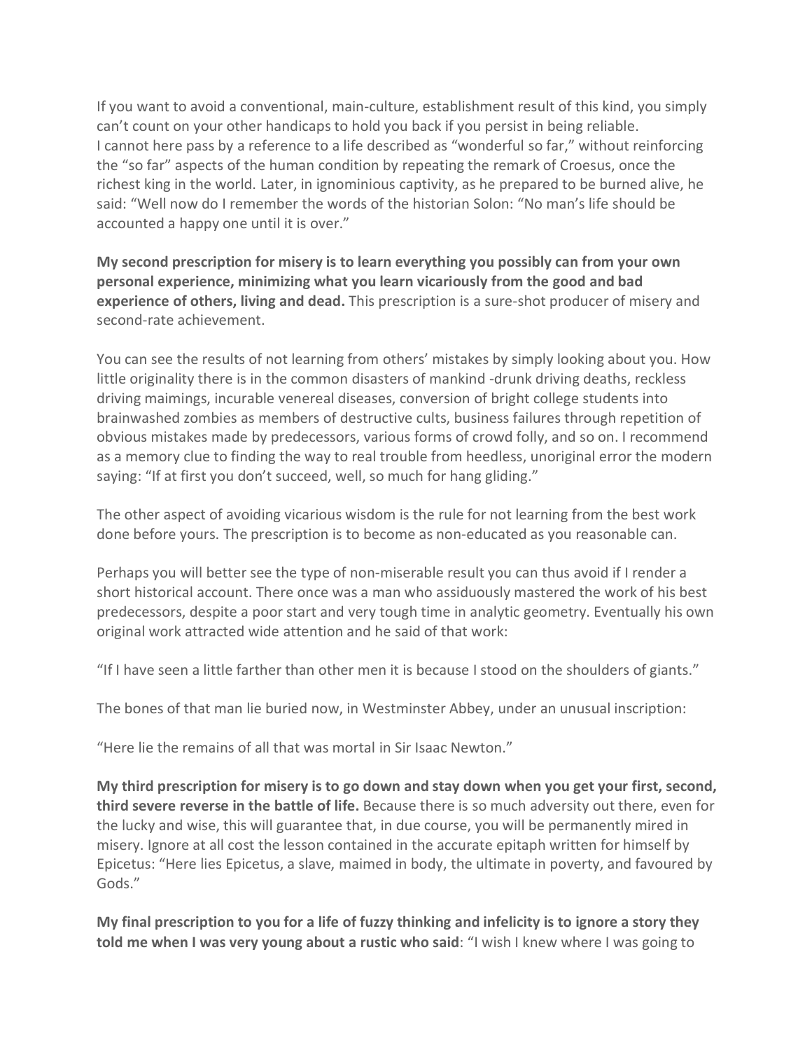If you want to avoid a conventional, main-culture, establishment result of this kind, you simply can't count on your other handicaps to hold you back if you persist in being reliable.
I cannot here pass by a reference to a life described as "wonderful so far," without reinforcing the "so far" aspects of the human condition by repeating the remark of Croesus, once the richest king in the world. Later, in ignominious captivity, as he prepared to be burned alive, he said: "Well now do I remember the words of the historian Solon: "No man's life should be accounted a happy one until it is over."

**My second prescription for misery is to learn everything you possibly can from your own personal experience, minimizing what you learn vicariously from the good and bad experience of others, living and dead.** This prescription is a sure-shot producer of misery and second-rate achievement.

You can see the results of not learning from others' mistakes by simply looking about you. How little originality there is in the common disasters of mankind -drunk driving deaths, reckless driving maimings, incurable venereal diseases, conversion of bright college students into brainwashed zombies as members of destructive cults, business failures through repetition of obvious mistakes made by predecessors, various forms of crowd folly, and so on. I recommend as a memory clue to finding the way to real trouble from heedless, unoriginal error the modern saying: "If at first you don't succeed, well, so much for hang gliding."

The other aspect of avoiding vicarious wisdom is the rule for not learning from the best work done before yours. The prescription is to become as non-educated as you reasonable can.

Perhaps you will better see the type of non-miserable result you can thus avoid if I render a short historical account. There once was a man who assiduously mastered the work of his best predecessors, despite a poor start and very tough time in analytic geometry. Eventually his own original work attracted wide attention and he said of that work:

"If I have seen a little farther than other men it is because I stood on the shoulders of giants."

The bones of that man lie buried now, in Westminster Abbey, under an unusual inscription:

"Here lie the remains of all that was mortal in Sir Isaac Newton."

**My third prescription for misery is to go down and stay down when you get your first, second, third severe reverse in the battle of life.** Because there is so much adversity out there, even for the lucky and wise, this will guarantee that, in due course, you will be permanently mired in misery. Ignore at all cost the lesson contained in the accurate epitaph written for himself by Epicetus: "Here lies Epicetus, a slave, maimed in body, the ultimate in poverty, and favoured by Gods."

**My final prescription to you for a life of fuzzy thinking and infelicity is to ignore a story they told me when I was very young about a rustic who said**: "I wish I knew where I was going to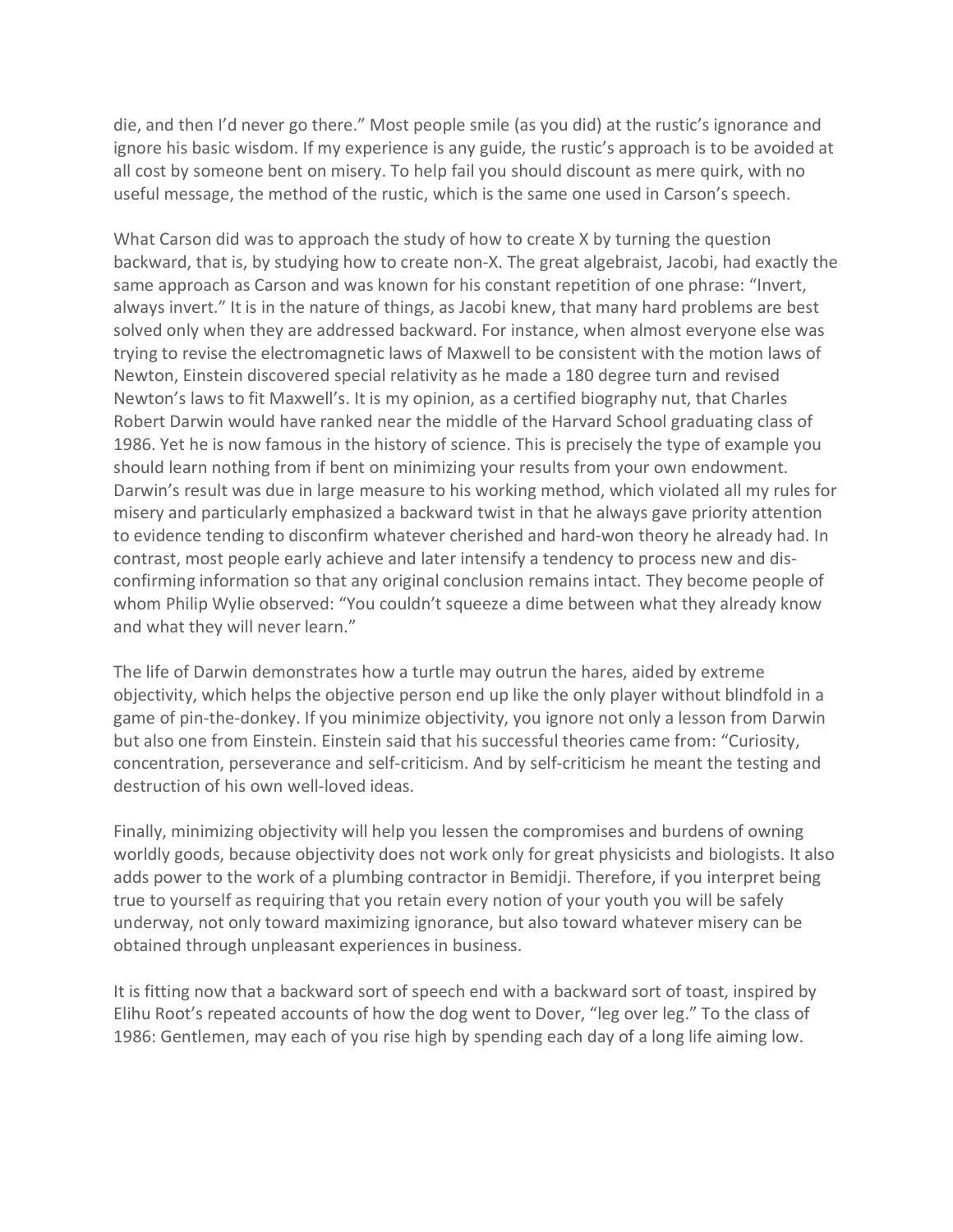die, and then I'd never go there." Most people smile (as you did) at the rustic's ignorance and ignore his basic wisdom. If my experience is any guide, the rustic's approach is to be avoided at all cost by someone bent on misery. To help fail you should discount as mere quirk, with no useful message, the method of the rustic, which is the same one used in Carson's speech.

What Carson did was to approach the study of how to create X by turning the question backward, that is, by studying how to create non-X. The great algebraist, Jacobi, had exactly the same approach as Carson and was known for his constant repetition of one phrase: "Invert, always invert." It is in the nature of things, as Jacobi knew, that many hard problems are best solved only when they are addressed backward. For instance, when almost everyone else was trying to revise the electromagnetic laws of Maxwell to be consistent with the motion laws of Newton, Einstein discovered special relativity as he made a 180 degree turn and revised Newton's laws to fit Maxwell's. It is my opinion, as a certified biography nut, that Charles Robert Darwin would have ranked near the middle of the Harvard School graduating class of 1986. Yet he is now famous in the history of science. This is precisely the type of example you should learn nothing from if bent on minimizing your results from your own endowment. Darwin's result was due in large measure to his working method, which violated all my rules for misery and particularly emphasized a backward twist in that he always gave priority attention to evidence tending to disconfirm whatever cherished and hard-won theory he already had. In contrast, most people early achieve and later intensify a tendency to process new and dis-confirming information so that any original conclusion remains intact. They become people of whom Philip Wylie observed: "You couldn't squeeze a dime between what they already know and what they will never learn."

The life of Darwin demonstrates how a turtle may outrun the hares, aided by extreme objectivity, which helps the objective person end up like the only player without blindfold in a game of pin-the-donkey. If you minimize objectivity, you ignore not only a lesson from Darwin but also one from Einstein. Einstein said that his successful theories came from: "Curiosity, concentration, perseverance and self-criticism. And by self-criticism he meant the testing and destruction of his own well-loved ideas.

Finally, minimizing objectivity will help you lessen the compromises and burdens of owning worldly goods, because objectivity does not work only for great physicists and biologists. It also adds power to the work of a plumbing contractor in Bemidji. Therefore, if you interpret being true to yourself as requiring that you retain every notion of your youth you will be safely underway, not only toward maximizing ignorance, but also toward whatever misery can be obtained through unpleasant experiences in business.

It is fitting now that a backward sort of speech end with a backward sort of toast, inspired by Elihu Root's repeated accounts of how the dog went to Dover, "leg over leg." To the class of 1986: Gentlemen, may each of you rise high by spending each day of a long life aiming low.